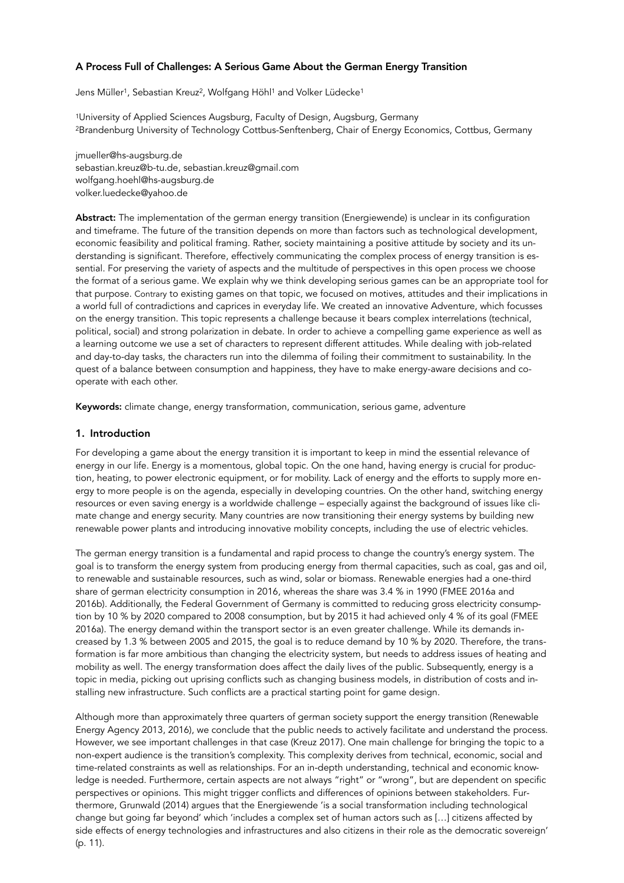# A Process Full of Challenges: A Serious Game About the German Energy Transition

Jens Müller[1], Sebastian Kreuz[2], Wolfgang Höhl[1] and Volker Lüdecke[1]

[1]University of Applied Sciences Augsburg, Faculty of Design, Augsburg, Germany
[2]Brandenburg University of Technology Cottbus-Senftenberg, Chair of Energy Economics, Cottbus, Germany

jmueller@hs-augsburg.de
sebastian.kreuz@b-tu.de, sebastian.kreuz@gmail.com
wolfgang.hoehl@hs-augsburg.de
volker.luedecke@yahoo.de

**Abstract:** The implementation of the german energy transition (Energiewende) is unclear in its configuration and timeframe. The future of the transition depends on more than factors such as technological development, economic feasibility and political framing. Rather, society maintaining a positive attitude by society and its understanding is significant. Therefore, effectively communicating the complex process of energy transition is essential. For preserving the variety of aspects and the multitude of perspectives in this open process we choose the format of a serious game. We explain why we think developing serious games can be an appropriate tool for that purpose. Contrary to existing games on that topic, we focused on motives, attitudes and their implications in a world full of contradictions and caprices in everyday life. We created an innovative Adventure, which focusses on the energy transition. This topic represents a challenge because it bears complex interrelations (technical, political, social) and strong polarization in debate. In order to achieve a compelling game experience as well as a learning outcome we use a set of characters to represent different attitudes. While dealing with job-related and day-to-day tasks, the characters run into the dilemma of foiling their commitment to sustainability. In the quest of a balance between consumption and happiness, they have to make energy-aware decisions and cooperate with each other.

**Keywords:** climate change, energy transformation, communication, serious game, adventure

## 1. Introduction

For developing a game about the energy transition it is important to keep in mind the essential relevance of energy in our life. Energy is a momentous, global topic. On the one hand, having energy is crucial for production, heating, to power electronic equipment, or for mobility. Lack of energy and the efforts to supply more energy to more people is on the agenda, especially in developing countries. On the other hand, switching energy resources or even saving energy is a worldwide challenge – especially against the background of issues like climate change and energy security. Many countries are now transitioning their energy systems by building new renewable power plants and introducing innovative mobility concepts, including the use of electric vehicles.

The german energy transition is a fundamental and rapid process to change the country's energy system. The goal is to transform the energy system from producing energy from thermal capacities, such as coal, gas and oil, to renewable and sustainable resources, such as wind, solar or biomass. Renewable energies had a one-third share of german electricity consumption in 2016, whereas the share was 3.4 % in 1990 (FMEE 2016a and 2016b). Additionally, the Federal Government of Germany is committed to reducing gross electricity consumption by 10 % by 2020 compared to 2008 consumption, but by 2015 it had achieved only 4 % of its goal (FMEE 2016a). The energy demand within the transport sector is an even greater challenge. While its demands increased by 1.3 % between 2005 and 2015, the goal is to reduce demand by 10 % by 2020. Therefore, the transformation is far more ambitious than changing the electricity system, but needs to address issues of heating and mobility as well. The energy transformation does affect the daily lives of the public. Subsequently, energy is a topic in media, picking out uprising conflicts such as changing business models, in distribution of costs and installing new infrastructure. Such conflicts are a practical starting point for game design.

Although more than approximately three quarters of german society support the energy transition (Renewable Energy Agency 2013, 2016), we conclude that the public needs to actively facilitate and understand the process. However, we see important challenges in that case (Kreuz 2017). One main challenge for bringing the topic to a non-expert audience is the transition's complexity. This complexity derives from technical, economic, social and time-related constraints as well as relationships. For an in-depth understanding, technical and economic knowledge is needed. Furthermore, certain aspects are not always "right" or "wrong", but are dependent on specific perspectives or opinions. This might trigger conflicts and differences of opinions between stakeholders. Furthermore, Grunwald (2014) argues that the Energiewende 'is a social transformation including technological change but going far beyond' which 'includes a complex set of human actors such as […] citizens affected by side effects of energy technologies and infrastructures and also citizens in their role as the democratic sovereign' (p. 11).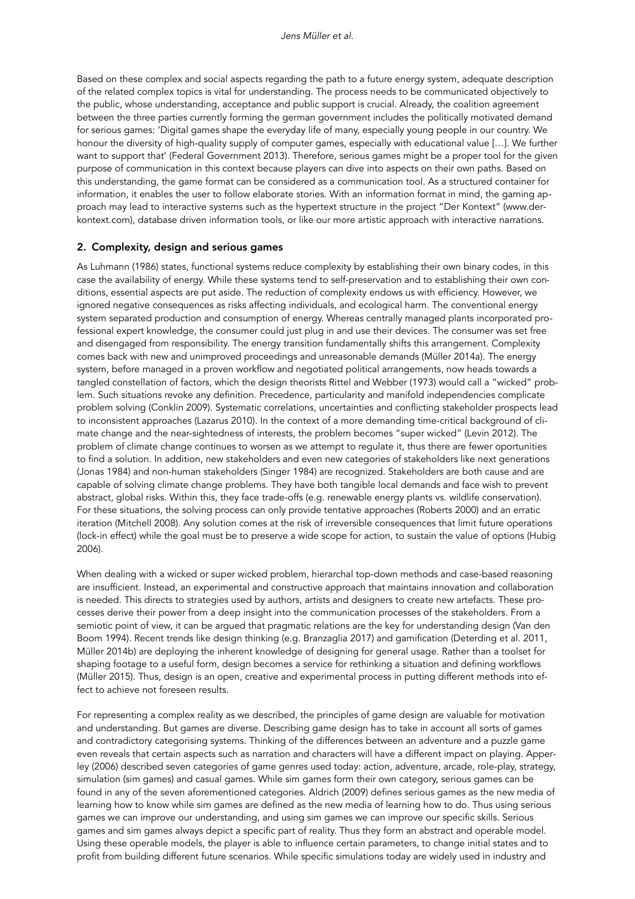Based on these complex and social aspects regarding the path to a future energy system, adequate description of the related complex topics is vital for understanding. The process needs to be communicated objectively to the public, whose understanding, acceptance and public support is crucial. Already, the coalition agreement between the three parties currently forming the german government includes the politically motivated demand for serious games: 'Digital games shape the everyday life of many, especially young people in our country. We honour the diversity of high-quality supply of computer games, especially with educational value […]. We further want to support that' (Federal Government 2013). Therefore, serious games might be a proper tool for the given purpose of communication in this context because players can dive into aspects on their own paths. Based on this understanding, the game format can be considered as a communication tool. As a structured container for information, it enables the user to follow elaborate stories. With an information format in mind, the gaming approach may lead to interactive systems such as the hypertext structure in the project "Der Kontext" (www.derkontext.com), database driven information tools, or like our more artistic approach with interactive narrations.

## 2. Complexity, design and serious games

As Luhmann (1986) states, functional systems reduce complexity by establishing their own binary codes, in this case the availability of energy. While these systems tend to self-preservation and to establishing their own conditions, essential aspects are put aside. The reduction of complexity endows us with efficiency. However, we ignored negative consequences as risks affecting individuals, and ecological harm. The conventional energy system separated production and consumption of energy. Whereas centrally managed plants incorporated professional expert knowledge, the consumer could just plug in and use their devices. The consumer was set free and disengaged from responsibility. The energy transition fundamentally shifts this arrangement. Complexity comes back with new and unimproved proceedings and unreasonable demands (Müller 2014a). The energy system, before managed in a proven workflow and negotiated political arrangements, now heads towards a tangled constellation of factors, which the design theorists Rittel and Webber (1973) would call a "wicked" problem. Such situations revoke any definition. Precedence, particularity and manifold independencies complicate problem solving (Conklin 2009). Systematic correlations, uncertainties and conflicting stakeholder prospects lead to inconsistent approaches (Lazarus 2010). In the context of a more demanding time-critical background of climate change and the near-sightedness of interests, the problem becomes "super wicked" (Levin 2012). The problem of climate change continues to worsen as we attempt to regulate it, thus there are fewer oportunities to find a solution. In addition, new stakeholders and even new categories of stakeholders like next generations (Jonas 1984) and non-human stakeholders (Singer 1984) are recognized. Stakeholders are both cause and are capable of solving climate change problems. They have both tangible local demands and face wish to prevent abstract, global risks. Within this, they face trade-offs (e.g. renewable energy plants vs. wildlife conservation). For these situations, the solving process can only provide tentative approaches (Roberts 2000) and an erratic iteration (Mitchell 2008). Any solution comes at the risk of irreversible consequences that limit future operations (lock-in effect) while the goal must be to preserve a wide scope for action, to sustain the value of options (Hubig 2006).

When dealing with a wicked or super wicked problem, hierarchal top-down methods and case-based reasoning are insufficient. Instead, an experimental and constructive approach that maintains innovation and collaboration is needed. This directs to strategies used by authors, artists and designers to create new artefacts. These processes derive their power from a deep insight into the communication processes of the stakeholders. From a semiotic point of view, it can be argued that pragmatic relations are the key for understanding design (Van den Boom 1994). Recent trends like design thinking (e.g. Branzaglia 2017) and gamification (Deterding et al. 2011, Müller 2014b) are deploying the inherent knowledge of designing for general usage. Rather than a toolset for shaping footage to a useful form, design becomes a service for rethinking a situation and defining workflows (Müller 2015). Thus, design is an open, creative and experimental process in putting different methods into effect to achieve not foreseen results.

For representing a complex reality as we described, the principles of game design are valuable for motivation and understanding. But games are diverse. Describing game design has to take in account all sorts of games and contradictory categorising systems. Thinking of the differences between an adventure and a puzzle game even reveals that certain aspects such as narration and characters will have a different impact on playing. Apperley (2006) described seven categories of game genres used today: action, adventure, arcade, role-play, strategy, simulation (sim games) and casual games. While sim games form their own category, serious games can be found in any of the seven aforementioned categories. Aldrich (2009) defines serious games as the new media of learning how to know while sim games are defined as the new media of learning how to do. Thus using serious games we can improve our understanding, and using sim games we can improve our specific skills. Serious games and sim games always depict a specific part of reality. Thus they form an abstract and operable model. Using these operable models, the player is able to influence certain parameters, to change initial states and to profit from building different future scenarios. While specific simulations today are widely used in industry and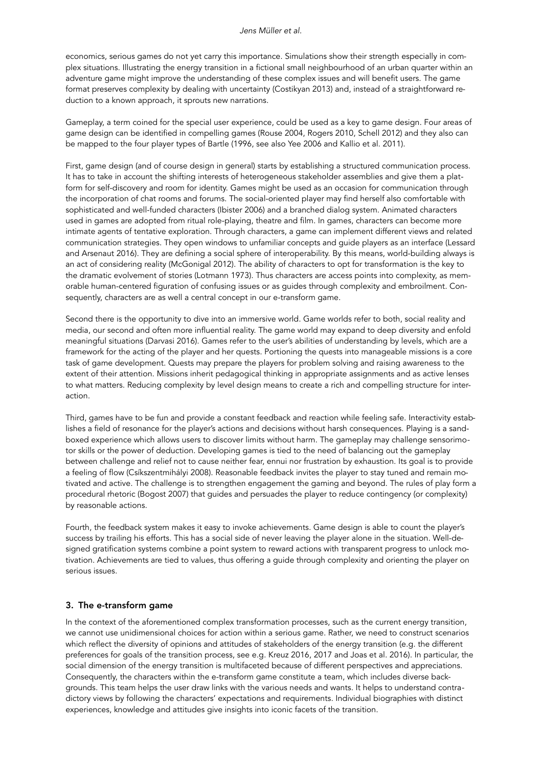economics, serious games do not yet carry this importance. Simulations show their strength especially in complex situations. Illustrating the energy transition in a fictional small neighbourhood of an urban quarter within an adventure game might improve the understanding of these complex issues and will benefit users. The game format preserves complexity by dealing with uncertainty (Costikyan 2013) and, instead of a straightforward reduction to a known approach, it sprouts new narrations.

Gameplay, a term coined for the special user experience, could be used as a key to game design. Four areas of game design can be identified in compelling games (Rouse 2004, Rogers 2010, Schell 2012) and they also can be mapped to the four player types of Bartle (1996, see also Yee 2006 and Kallio et al. 2011).

First, game design (and of course design in general) starts by establishing a structured communication process. It has to take in account the shifting interests of heterogeneous stakeholder assemblies and give them a platform for self-discovery and room for identity. Games might be used as an occasion for communication through the incorporation of chat rooms and forums. The social-oriented player may find herself also comfortable with sophisticated and well-funded characters (Ibister 2006) and a branched dialog system. Animated characters used in games are adopted from ritual role-playing, theatre and film. In games, characters can become more intimate agents of tentative exploration. Through characters, a game can implement different views and related communication strategies. They open windows to unfamiliar concepts and guide players as an interface (Lessard and Arsenaut 2016). They are defining a social sphere of interoperability. By this means, world-building always is an act of considering reality (McGonigal 2012). The ability of characters to opt for transformation is the key to the dramatic evolvement of stories (Lotmann 1973). Thus characters are access points into complexity, as memorable human-centered figuration of confusing issues or as guides through complexity and embroilment. Consequently, characters are as well a central concept in our e-transform game.

Second there is the opportunity to dive into an immersive world. Game worlds refer to both, social reality and media, our second and often more influential reality. The game world may expand to deep diversity and enfold meaningful situations (Darvasi 2016). Games refer to the user's abilities of understanding by levels, which are a framework for the acting of the player and her quests. Portioning the quests into manageable missions is a core task of game development. Quests may prepare the players for problem solving and raising awareness to the extent of their attention. Missions inherit pedagogical thinking in appropriate assignments and as active lenses to what matters. Reducing complexity by level design means to create a rich and compelling structure for interaction.

Third, games have to be fun and provide a constant feedback and reaction while feeling safe. Interactivity establishes a field of resonance for the player's actions and decisions without harsh consequences. Playing is a sandboxed experience which allows users to discover limits without harm. The gameplay may challenge sensorimotor skills or the power of deduction. Developing games is tied to the need of balancing out the gameplay between challenge and relief not to cause neither fear, ennui nor frustration by exhaustion. Its goal is to provide a feeling of flow (Csíkszentmihályi 2008). Reasonable feedback invites the player to stay tuned and remain motivated and active. The challenge is to strengthen engagement the gaming and beyond. The rules of play form a procedural rhetoric (Bogost 2007) that guides and persuades the player to reduce contingency (or complexity) by reasonable actions.

Fourth, the feedback system makes it easy to invoke achievements. Game design is able to count the player's success by trailing his efforts. This has a social side of never leaving the player alone in the situation. Well-designed gratification systems combine a point system to reward actions with transparent progress to unlock motivation. Achievements are tied to values, thus offering a guide through complexity and orienting the player on serious issues.

## 3. The e-transform game

In the context of the aforementioned complex transformation processes, such as the current energy transition, we cannot use unidimensional choices for action within a serious game. Rather, we need to construct scenarios which reflect the diversity of opinions and attitudes of stakeholders of the energy transition (e.g. the different preferences for goals of the transition process, see e.g. Kreuz 2016, 2017 and Joas et al. 2016). In particular, the social dimension of the energy transition is multifaceted because of different perspectives and appreciations. Consequently, the characters within the e-transform game constitute a team, which includes diverse backgrounds. This team helps the user draw links with the various needs and wants. It helps to understand contradictory views by following the characters' expectations and requirements. Individual biographies with distinct experiences, knowledge and attitudes give insights into iconic facets of the transition.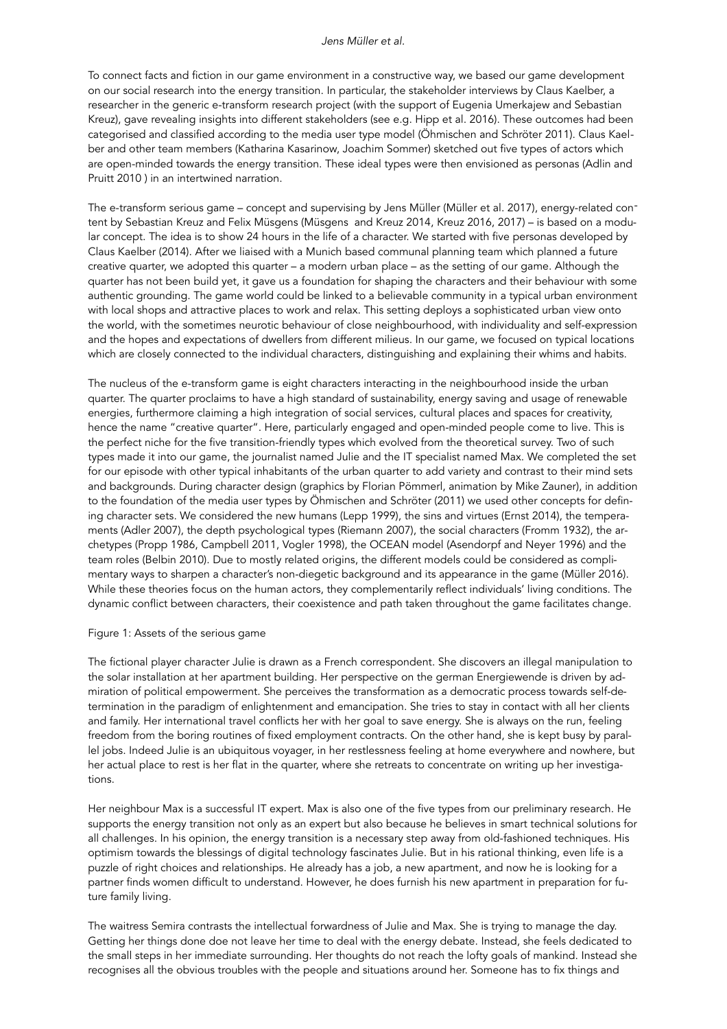To connect facts and fiction in our game environment in a constructive way, we based our game development on our social research into the energy transition. In particular, the stakeholder interviews by Claus Kaelber, a researcher in the generic e-transform research project (with the support of Eugenia Umerkajew and Sebastian Kreuz), gave revealing insights into different stakeholders (see e.g. Hipp et al. 2016). These outcomes had been categorised and classified according to the media user type model (Öhmischen and Schröter 2011). Claus Kaelber and other team members (Katharina Kasarinow, Joachim Sommer) sketched out five types of actors which are open-minded towards the energy transition. These ideal types were then envisioned as personas (Adlin and Pruitt 2010 ) in an intertwined narration.

The e-transform serious game – concept and supervising by Jens Müller (Müller et al. 2017), energy-related content by Sebastian Kreuz and Felix Müsgens (Müsgens and Kreuz 2014, Kreuz 2016, 2017) – is based on a modular concept. The idea is to show 24 hours in the life of a character. We started with five personas developed by Claus Kaelber (2014). After we liaised with a Munich based communal planning team which planned a future creative quarter, we adopted this quarter – a modern urban place – as the setting of our game. Although the quarter has not been build yet, it gave us a foundation for shaping the characters and their behaviour with some authentic grounding. The game world could be linked to a believable community in a typical urban environment with local shops and attractive places to work and relax. This setting deploys a sophisticated urban view onto the world, with the sometimes neurotic behaviour of close neighbourhood, with individuality and self-expression and the hopes and expectations of dwellers from different milieus. In our game, we focused on typical locations which are closely connected to the individual characters, distinguishing and explaining their whims and habits.

The nucleus of the e-transform game is eight characters interacting in the neighbourhood inside the urban quarter. The quarter proclaims to have a high standard of sustainability, energy saving and usage of renewable energies, furthermore claiming a high integration of social services, cultural places and spaces for creativity, hence the name "creative quarter". Here, particularly engaged and open-minded people come to live. This is the perfect niche for the five transition-friendly types which evolved from the theoretical survey. Two of such types made it into our game, the journalist named Julie and the IT specialist named Max. We completed the set for our episode with other typical inhabitants of the urban quarter to add variety and contrast to their mind sets and backgrounds. During character design (graphics by Florian Pömmerl, animation by Mike Zauner), in addition to the foundation of the media user types by Öhmischen and Schröter (2011) we used other concepts for defining character sets. We considered the new humans (Lepp 1999), the sins and virtues (Ernst 2014), the temperaments (Adler 2007), the depth psychological types (Riemann 2007), the social characters (Fromm 1932), the archetypes (Propp 1986, Campbell 2011, Vogler 1998), the OCEAN model (Asendorpf and Neyer 1996) and the team roles (Belbin 2010). Due to mostly related origins, the different models could be considered as complimentary ways to sharpen a character's non-diegetic background and its appearance in the game (Müller 2016). While these theories focus on the human actors, they complementarily reflect individuals' living conditions. The dynamic conflict between characters, their coexistence and path taken throughout the game facilitates change.

Figure 1: Assets of the serious game

The fictional player character Julie is drawn as a French correspondent. She discovers an illegal manipulation to the solar installation at her apartment building. Her perspective on the german Energiewende is driven by admiration of political empowerment. She perceives the transformation as a democratic process towards self-determination in the paradigm of enlightenment and emancipation. She tries to stay in contact with all her clients and family. Her international travel conflicts her with her goal to save energy. She is always on the run, feeling freedom from the boring routines of fixed employment contracts. On the other hand, she is kept busy by parallel jobs. Indeed Julie is an ubiquitous voyager, in her restlessness feeling at home everywhere and nowhere, but her actual place to rest is her flat in the quarter, where she retreats to concentrate on writing up her investigations.

Her neighbour Max is a successful IT expert. Max is also one of the five types from our preliminary research. He supports the energy transition not only as an expert but also because he believes in smart technical solutions for all challenges. In his opinion, the energy transition is a necessary step away from old-fashioned techniques. His optimism towards the blessings of digital technology fascinates Julie. But in his rational thinking, even life is a puzzle of right choices and relationships. He already has a job, a new apartment, and now he is looking for a partner finds women difficult to understand. However, he does furnish his new apartment in preparation for future family living.

The waitress Semira contrasts the intellectual forwardness of Julie and Max. She is trying to manage the day. Getting her things done doe not leave her time to deal with the energy debate. Instead, she feels dedicated to the small steps in her immediate surrounding. Her thoughts do not reach the lofty goals of mankind. Instead she recognises all the obvious troubles with the people and situations around her. Someone has to fix things and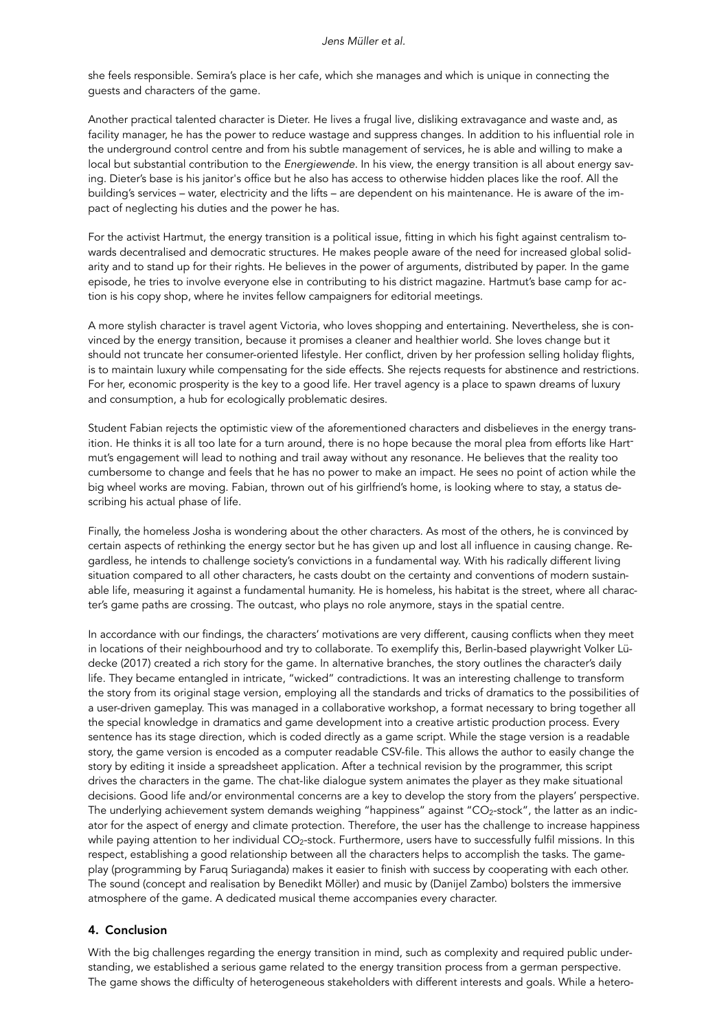she feels responsible. Semira's place is her cafe, which she manages and which is unique in connecting the guests and characters of the game.

Another practical talented character is Dieter. He lives a frugal live, disliking extravagance and waste and, as facility manager, he has the power to reduce wastage and suppress changes. In addition to his influential role in the underground control centre and from his subtle management of services, he is able and willing to make a local but substantial contribution to the *Energiewende*. In his view, the energy transition is all about energy saving. Dieter's base is his janitor's office but he also has access to otherwise hidden places like the roof. All the building's services – water, electricity and the lifts – are dependent on his maintenance. He is aware of the impact of neglecting his duties and the power he has.

For the activist Hartmut, the energy transition is a political issue, fitting in which his fight against centralism towards decentralised and democratic structures. He makes people aware of the need for increased global solidarity and to stand up for their rights. He believes in the power of arguments, distributed by paper. In the game episode, he tries to involve everyone else in contributing to his district magazine. Hartmut's base camp for action is his copy shop, where he invites fellow campaigners for editorial meetings.

A more stylish character is travel agent Victoria, who loves shopping and entertaining. Nevertheless, she is convinced by the energy transition, because it promises a cleaner and healthier world. She loves change but it should not truncate her consumer-oriented lifestyle. Her conflict, driven by her profession selling holiday flights, is to maintain luxury while compensating for the side effects. She rejects requests for abstinence and restrictions. For her, economic prosperity is the key to a good life. Her travel agency is a place to spawn dreams of luxury and consumption, a hub for ecologically problematic desires.

Student Fabian rejects the optimistic view of the aforementioned characters and disbelieves in the energy transition. He thinks it is all too late for a turn around, there is no hope because the moral plea from efforts like Hartmut's engagement will lead to nothing and trail away without any resonance. He believes that the reality too cumbersome to change and feels that he has no power to make an impact. He sees no point of action while the big wheel works are moving. Fabian, thrown out of his girlfriend's home, is looking where to stay, a status describing his actual phase of life.

Finally, the homeless Josha is wondering about the other characters. As most of the others, he is convinced by certain aspects of rethinking the energy sector but he has given up and lost all influence in causing change. Regardless, he intends to challenge society's convictions in a fundamental way. With his radically different living situation compared to all other characters, he casts doubt on the certainty and conventions of modern sustainable life, measuring it against a fundamental humanity. He is homeless, his habitat is the street, where all character's game paths are crossing. The outcast, who plays no role anymore, stays in the spatial centre.

In accordance with our findings, the characters' motivations are very different, causing conflicts when they meet in locations of their neighbourhood and try to collaborate. To exemplify this, Berlin-based playwright Volker Lüdecke (2017) created a rich story for the game. In alternative branches, the story outlines the character's daily life. They became entangled in intricate, "wicked" contradictions. It was an interesting challenge to transform the story from its original stage version, employing all the standards and tricks of dramatics to the possibilities of a user-driven gameplay. This was managed in a collaborative workshop, a format necessary to bring together all the special knowledge in dramatics and game development into a creative artistic production process. Every sentence has its stage direction, which is coded directly as a game script. While the stage version is a readable story, the game version is encoded as a computer readable CSV-file. This allows the author to easily change the story by editing it inside a spreadsheet application. After a technical revision by the programmer, this script drives the characters in the game. The chat-like dialogue system animates the player as they make situational decisions. Good life and/or environmental concerns are a key to develop the story from the players' perspective. The underlying achievement system demands weighing "happiness" against "$CO_2$-stock", the latter as an indicator for the aspect of energy and climate protection. Therefore, the user has the challenge to increase happiness while paying attention to her individual $CO_2$-stock. Furthermore, users have to successfully fulfil missions. In this respect, establishing a good relationship between all the characters helps to accomplish the tasks. The gameplay (programming by Faruq Suriaganda) makes it easier to finish with success by cooperating with each other. The sound (concept and realisation by Benedikt Möller) and music by (Danijel Zambo) bolsters the immersive atmosphere of the game. A dedicated musical theme accompanies every character.

## 4. Conclusion

With the big challenges regarding the energy transition in mind, such as complexity and required public understanding, we established a serious game related to the energy transition process from a german perspective. The game shows the difficulty of heterogeneous stakeholders with different interests and goals. While a hetero-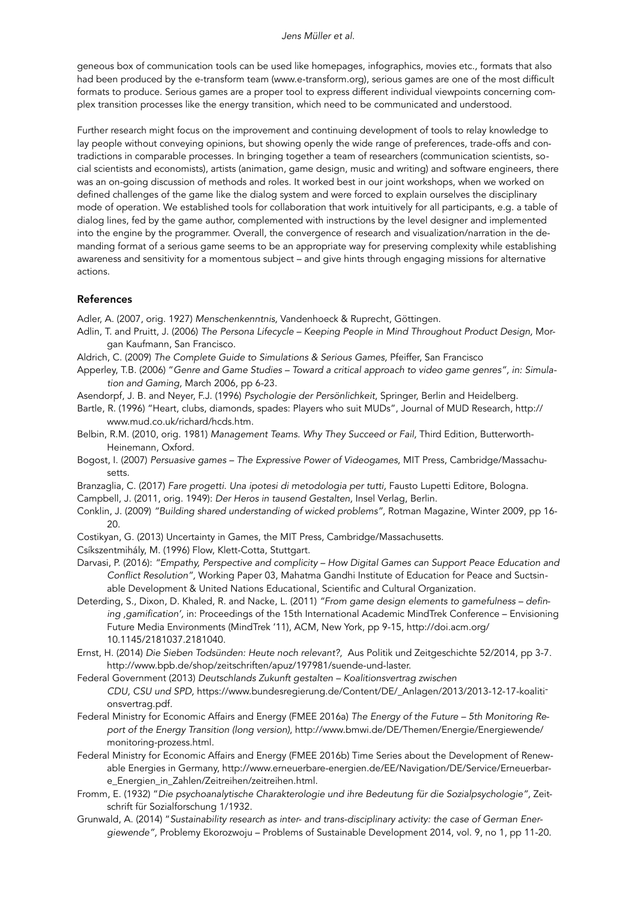geneous box of communication tools can be used like homepages, infographics, movies etc., formats that also had been produced by the e-transform team (www.e-transform.org), serious games are one of the most difficult formats to produce. Serious games are a proper tool to express different individual viewpoints concerning complex transition processes like the energy transition, which need to be communicated and understood.

Further research might focus on the improvement and continuing development of tools to relay knowledge to lay people without conveying opinions, but showing openly the wide range of preferences, trade-offs and contradictions in comparable processes. In bringing together a team of researchers (communication scientists, social scientists and economists), artists (animation, game design, music and writing) and software engineers, there was an on-going discussion of methods and roles. It worked best in our joint workshops, when we worked on defined challenges of the game like the dialog system and were forced to explain ourselves the disciplinary mode of operation. We established tools for collaboration that work intuitively for all participants, e.g. a table of dialog lines, fed by the game author, complemented with instructions by the level designer and implemented into the engine by the programmer. Overall, the convergence of research and visualization/narration in the demanding format of a serious game seems to be an appropriate way for preserving complexity while establishing awareness and sensitivity for a momentous subject – and give hints through engaging missions for alternative actions.

## References

Adler, A. (2007, orig. 1927) *Menschenkenntnis,* Vandenhoeck & Ruprecht, Göttingen.

Adlin, T. and Pruitt, J. (2006) *The Persona Lifecycle – Keeping People in Mind Throughout Product Design,* Morgan Kaufmann, San Francisco.

Aldrich, C. (2009) *The Complete Guide to Simulations & Serious Games,* Pfeiffer, San Francisco

Apperley, T.B. (2006) "*Genre and Game Studies – Toward a critical approach to video game genres", in: Simulation and Gaming,* March 2006, pp 6-23.

Asendorpf, J. B. and Neyer, F.J. (1996) *Psychologie der Persönlichkeit*, Springer, Berlin and Heidelberg.

Bartle, R. (1996) "Heart, clubs, diamonds, spades: Players who suit MUDs", Journal of MUD Research, http://www.mud.co.uk/richard/hcds.htm.

Belbin, R.M. (2010, orig. 1981) *Management Teams. Why They Succeed or Fail,* Third Edition, Butterworth-Heinemann, Oxford.

Bogost, I. (2007) *Persuasive games – The Expressive Power of Videogames,* MIT Press, Cambridge/Massachusetts.

Branzaglia, C. (2017) *Fare progetti. Una ipotesi di metodologia per tutti,* Fausto Lupetti Editore, Bologna.

Campbell, J. (2011, orig. 1949): *Der Heros in tausend Gestalten,* Insel Verlag, Berlin.

Conklin, J. (2009) *"Building shared understanding of wicked problems",* Rotman Magazine, Winter 2009, pp 16-20.

Costikyan, G. (2013) Uncertainty in Games, the MIT Press, Cambridge/Massachusetts.

Csíkszentmihály, M. (1996) Flow, Klett-Cotta, Stuttgart.

Darvasi, P. (2016): *"Empathy, Perspective and complicity – How Digital Games can Support Peace Education and Conflict Resolution",* Working Paper 03, Mahatma Gandhi Institute of Education for Peace and Suctsinable Development & United Nations Educational, Scientific and Cultural Organization.

Deterding, S., Dixon, D. Khaled, R. and Nacke, L. (2011) *"From game design elements to gamefulness – defining ‚gamification',* in: Proceedings of the 15th International Academic MindTrek Conference – Envisioning Future Media Environments (MindTrek '11), ACM, New York, pp 9-15, http://doi.acm.org/10.1145/2181037.2181040.

Ernst, H. (2014) *Die Sieben Todsünden: Heute noch relevant?,* Aus Politik und Zeitgeschichte 52/2014, pp 3-7. http://www.bpb.de/shop/zeitschriften/apuz/197981/suende-und-laster.

Federal Government (2013) *Deutschlands Zukunft gestalten – Koalitionsvertrag zwischen CDU, CSU und SPD,* https://www.bundesregierung.de/Content/DE/_Anlagen/2013/2013-12-17-koalitionsvertrag.pdf.

Federal Ministry for Economic Affairs and Energy (FMEE 2016a) *The Energy of the Future – 5th Monitoring Report of the Energy Transition (long version)*, http://www.bmwi.de/DE/Themen/Energie/Energiewende/monitoring-prozess.html.

Federal Ministry for Economic Affairs and Energy (FMEE 2016b) Time Series about the Development of Renewable Energies in Germany, http://www.erneuerbare-energien.de/EE/Navigation/DE/Service/Erneuerbare_Energien_in_Zahlen/Zeitreihen/zeitreihen.html.

Fromm, E. (1932) "*Die psychoanalytische Charakterologie und ihre Bedeutung für die Sozialpsychologie",* Zeitschrift für Sozialforschung 1/1932.

Grunwald, A. (2014) "*Sustainability research as inter- and trans-disciplinary activity: the case of German Energiewende",* Problemy Ekorozwoju – Problems of Sustainable Development 2014, vol. 9, no 1, pp 11-20.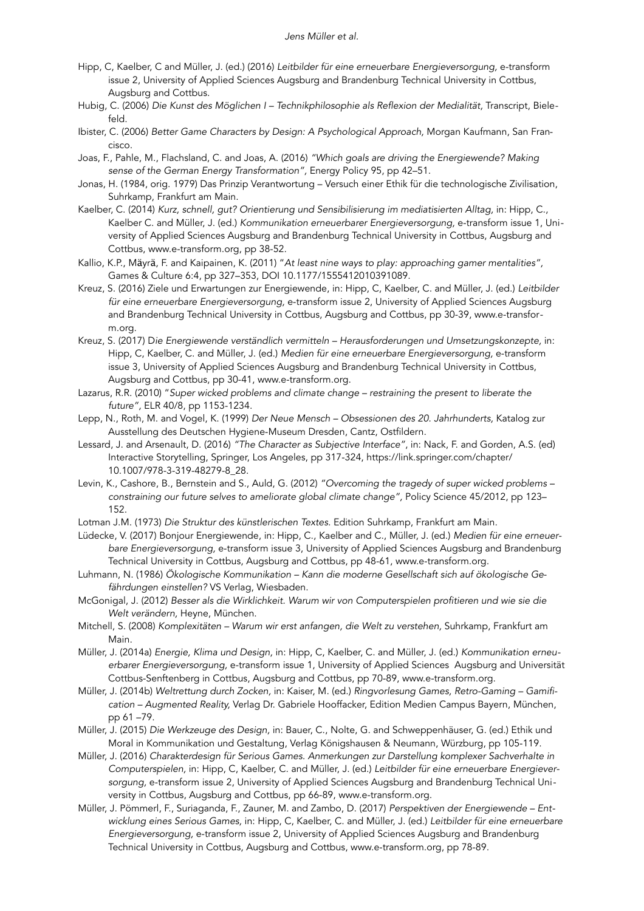Hipp, C, Kaelber, C and Müller, J. (ed.) (2016) *Leitbilder für eine erneuerbare Energieversorgung,* e-transform issue 2, University of Applied Sciences Augsburg and Brandenburg Technical University in Cottbus, Augsburg and Cottbus.

Hubig, C. (2006) *Die Kunst des Möglichen I – Technikphilosophie als Reflexion der Medialität,* Transcript, Bielefeld.

Ibister, C. (2006) *Better Game Characters by Design: A Psychological Approach,* Morgan Kaufmann, San Francisco.

Joas, F., Pahle, M., Flachsland, C. and Joas, A. (2016) *"Which goals are driving the Energiewende? Making sense of the German Energy Transformation",* Energy Policy 95, pp 42–51.

Jonas, H. (1984, orig. 1979) Das Prinzip Verantwortung – Versuch einer Ethik für die technologische Zivilisation, Suhrkamp, Frankfurt am Main.

Kaelber, C. (2014) *Kurz, schnell, gut? Orientierung und Sensibilisierung im mediatisierten Alltag,* in: Hipp, C., Kaelber C. and Müller, J. (ed.) *Kommunikation erneuerbarer Energieversorgung,* e-transform issue 1, University of Applied Sciences Augsburg and Brandenburg Technical University in Cottbus, Augsburg and Cottbus, www.e-transform.org, pp 38-52.

Kallio, K.P., Mäyrä, F. and Kaipainen, K. (2011) *"At least nine ways to play: approaching gamer mentalities",* Games & Culture 6:4, pp 327–353, DOI 10.1177/1555412010391089.

Kreuz, S. (2016) Ziele und Erwartungen zur Energiewende, in: Hipp, C, Kaelber, C. and Müller, J. (ed.) *Leitbilder für eine erneuerbare Energieversorgung,* e-transform issue 2, University of Applied Sciences Augsburg and Brandenburg Technical University in Cottbus, Augsburg and Cottbus, pp 30-39, www.e-transform.org.

Kreuz, S. (2017) D*ie Energiewende verständlich vermitteln – Herausforderungen und Umsetzungskonzepte,* in: Hipp, C, Kaelber, C. and Müller, J. (ed.) *Medien für eine erneuerbare Energieversorgung,* e-transform issue 3, University of Applied Sciences Augsburg and Brandenburg Technical University in Cottbus, Augsburg and Cottbus, pp 30-41, www.e-transform.org.

Lazarus, R.R. (2010) *"Super wicked problems and climate change – restraining the present to liberate the future",* ELR 40/8, pp 1153-1234.

Lepp, N., Roth, M. and Vogel, K. (1999) *Der Neue Mensch – Obsessionen des 20. Jahrhunderts,* Katalog zur Ausstellung des Deutschen Hygiene-Museum Dresden, Cantz, Ostfildern.

Lessard, J. and Arsenault, D. (2016) *"The Character as Subjective Interface",* in: Nack, F. and Gorden, A.S. (ed) Interactive Storytelling, Springer, Los Angeles, pp 317-324, https://link.springer.com/chapter/10.1007/978-3-319-48279-8_28.

Levin, K., Cashore, B., Bernstein and S., Auld, G. (2012) *"Overcoming the tragedy of super wicked problems – constraining our future selves to ameliorate global climate change",* Policy Science 45/2012, pp 123–152.

Lotman J.M. (1973) *Die Struktur des künstlerischen Textes.* Edition Suhrkamp, Frankfurt am Main.

Lüdecke, V. (2017) Bonjour Energiewende, in: Hipp, C., Kaelber and C., Müller, J. (ed.) *Medien für eine erneuerbare Energieversorgung,* e-transform issue 3, University of Applied Sciences Augsburg and Brandenburg Technical University in Cottbus, Augsburg and Cottbus, pp 48-61, www.e-transform.org.

Luhmann, N. (1986) *Ökologische Kommunikation – Kann die moderne Gesellschaft sich auf ökologische Gefährdungen einstellen?* VS Verlag, Wiesbaden.

McGonigal, J. (2012) *Besser als die Wirklichkeit. Warum wir von Computerspielen profitieren und wie sie die Welt verändern,* Heyne, München.

Mitchell, S. (2008) *Komplexitäten – Warum wir erst anfangen, die Welt zu verstehen,* Suhrkamp, Frankfurt am Main.

Müller, J. (2014a) *Energie, Klima und Design,* in: Hipp, C, Kaelber, C. and Müller, J. (ed.) *Kommunikation erneuerbarer Energieversorgung,* e-transform issue 1, University of Applied Sciences Augsburg and Universität Cottbus-Senftenberg in Cottbus, Augsburg and Cottbus, pp 70-89, www.e-transform.org.

Müller, J. (2014b) *Weltrettung durch Zocken,* in: Kaiser, M. (ed.) *Ringvorlesung Games, Retro-Gaming – Gamification – Augmented Reality,* Verlag Dr. Gabriele Hooffacker, Edition Medien Campus Bayern, München, pp 61 –79.

Müller, J. (2015) *Die Werkzeuge des Design,* in: Bauer, C., Nolte, G. and Schweppenhäuser, G. (ed.) Ethik und Moral in Kommunikation und Gestaltung, Verlag Königshausen & Neumann, Würzburg, pp 105-119.

Müller, J. (2016) *Charakterdesign für Serious Games. Anmerkungen zur Darstellung komplexer Sachverhalte in Computerspielen,* in: Hipp, C, Kaelber, C. and Müller, J. (ed.) *Leitbilder für eine erneuerbare Energieversorgung,* e-transform issue 2, University of Applied Sciences Augsburg and Brandenburg Technical University in Cottbus, Augsburg and Cottbus, pp 66-89, www.e-transform.org.

Müller, J. Pömmerl, F., Suriaganda, F., Zauner, M. and Zambo, D. (2017) *Perspektiven der Energiewende – Entwicklung eines Serious Games,* in: Hipp, C, Kaelber, C. and Müller, J. (ed.) *Leitbilder für eine erneuerbare Energieversorgung,* e-transform issue 2, University of Applied Sciences Augsburg and Brandenburg Technical University in Cottbus, Augsburg and Cottbus, www.e-transform.org, pp 78-89.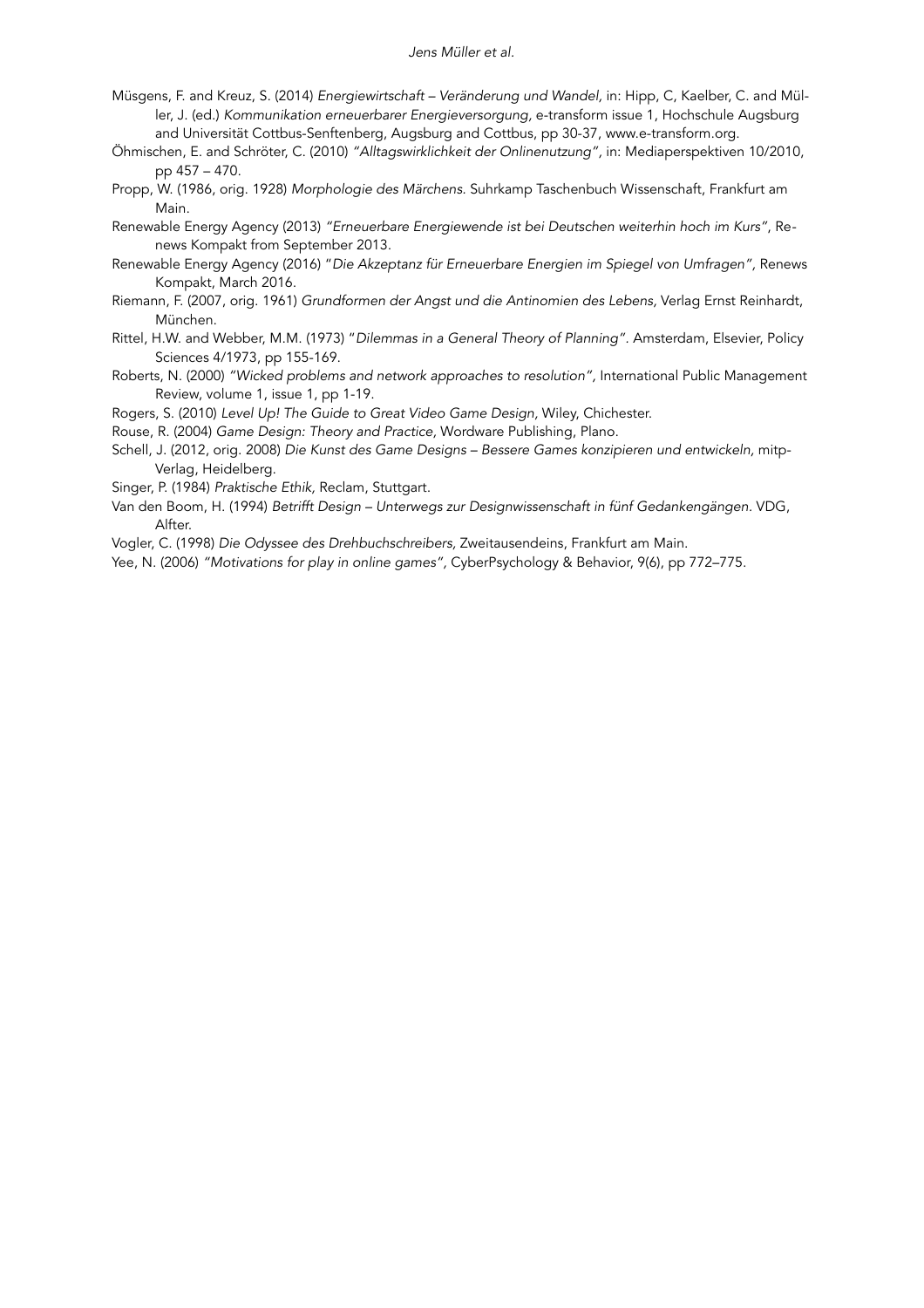Müsgens, F. and Kreuz, S. (2014) *Energiewirtschaft – Veränderung und Wandel,* in: Hipp, C, Kaelber, C. and Müller, J. (ed.) *Kommunikation erneuerbarer Energieversorgung,* e-transform issue 1, Hochschule Augsburg and Universität Cottbus-Senftenberg, Augsburg and Cottbus, pp 30-37, www.e-transform.org.

Öhmischen, E. and Schröter, C. (2010) *"Alltagswirklichkeit der Onlinenutzung",* in: Mediaperspektiven 10/2010, pp 457 – 470.

Propp, W. (1986, orig. 1928) *Morphologie des Märchens.* Suhrkamp Taschenbuch Wissenschaft, Frankfurt am Main.

Renewable Energy Agency (2013) *"Erneuerbare Energiewende ist bei Deutschen weiterhin hoch im Kurs"*, Renews Kompakt from September 2013.

Renewable Energy Agency (2016) *"Die Akzeptanz für Erneuerbare Energien im Spiegel von Umfragen",* Renews Kompakt, March 2016.

Riemann, F. (2007, orig. 1961) *Grundformen der Angst und die Antinomien des Lebens,* Verlag Ernst Reinhardt, München.

Rittel, H.W. and Webber, M.M. (1973) *"Dilemmas in a General Theory of Planning".* Amsterdam, Elsevier, Policy Sciences 4/1973, pp 155-169.

Roberts, N. (2000) *"Wicked problems and network approaches to resolution",* International Public Management Review, volume 1, issue 1, pp 1-19.

Rogers, S. (2010) *Level Up! The Guide to Great Video Game Design,* Wiley, Chichester.

Rouse, R. (2004) *Game Design: Theory and Practice,* Wordware Publishing, Plano.

Schell, J. (2012, orig. 2008) *Die Kunst des Game Designs – Bessere Games konzipieren und entwickeln,* mitp-Verlag, Heidelberg.

Singer, P. (1984) *Praktische Ethik,* Reclam, Stuttgart.

Van den Boom, H. (1994) *Betrifft Design – Unterwegs zur Designwissenschaft in fünf Gedankengängen.* VDG, Alfter.

Vogler, C. (1998) *Die Odyssee des Drehbuchschreibers,* Zweitausendeins, Frankfurt am Main.

Yee, N. (2006) *"Motivations for play in online games",* CyberPsychology & Behavior, 9(6), pp 772–775.